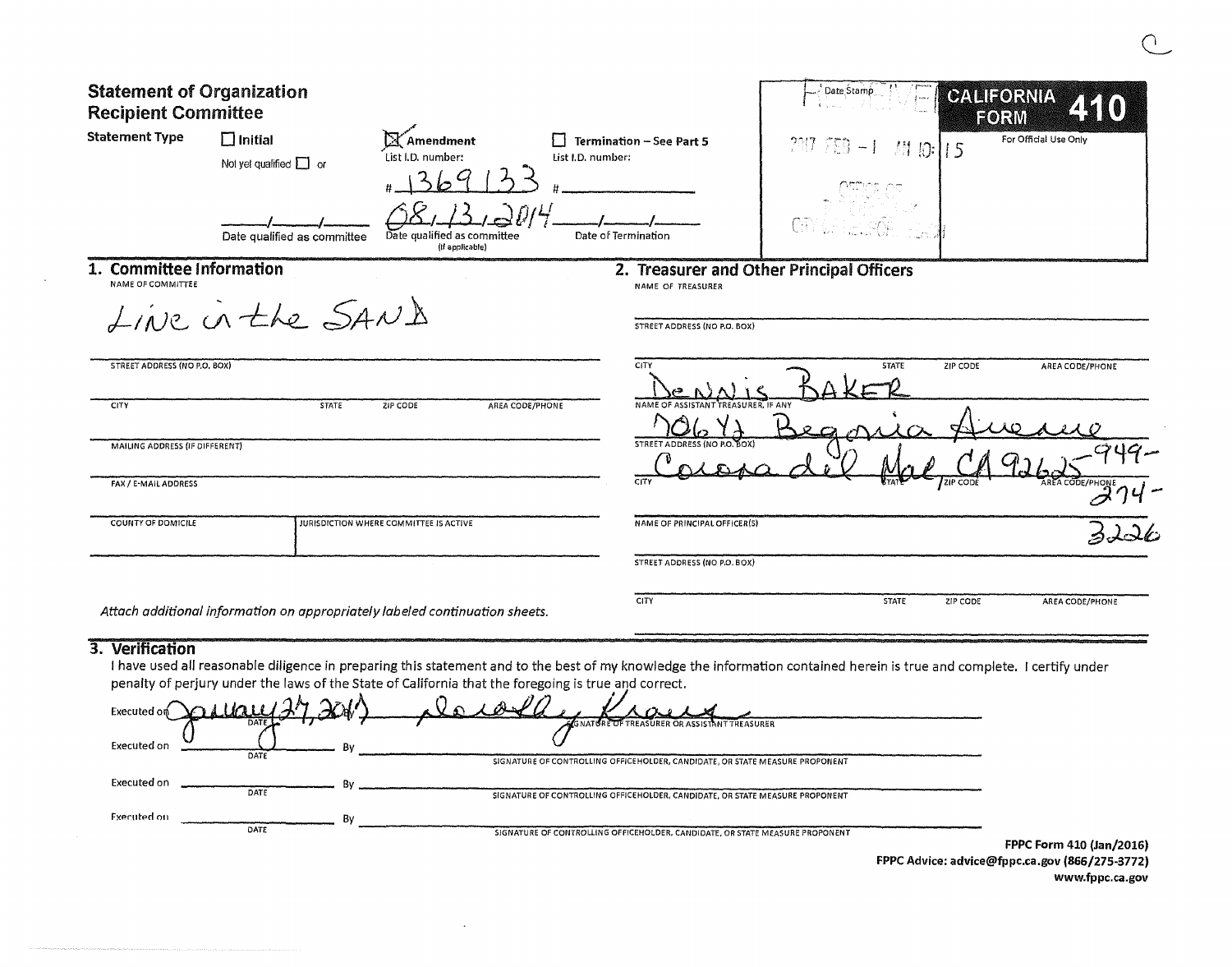# Statement of Organization
## Recipient Committee

**CALIFORNIA FORM 410**

For Official Use Only

Date Stamp: RECEIVED 2017 FEB -1 AM 10:15 OFFICE OF ... CITY ...

**Statement Type**

- ☐ Initial — Not yet qualified ☐ or ___/___/___ Date qualified as committee
- ☒ Amendment — List I.D. number: # 1369133 — 08/13/2014 Date qualified as committee (if applicable)
- ☐ Termination – See Part 5 — List I.D. number: # ______ — ___/___/___ Date of Termination

## 1. Committee Information

NAME OF COMMITTEE

Line in the SAND

STREET ADDRESS (NO P.O. BOX)

CITY | STATE | ZIP CODE | AREA CODE/PHONE

MAILING ADDRESS (IF DIFFERENT)

FAX / E-MAIL ADDRESS

COUNTY OF DOMICILE | JURISDICTION WHERE COMMITTEE IS ACTIVE

*Attach additional information on appropriately labeled continuation sheets.*

## 2. Treasurer and Other Principal Officers

NAME OF TREASURER

STREET ADDRESS (NO P.O. BOX)

CITY | STATE | ZIP CODE | AREA CODE/PHONE

NAME OF ASSISTANT TREASURER, IF ANY: Dennis BAKER

STREET ADDRESS (NO P.O. BOX): 706 ½ Begonia Avenue

CITY: Corona del Mar | STATE: CA | ZIP CODE: 92625 | AREA CODE/PHONE: 949-274-3226

NAME OF PRINCIPAL OFFICER(S)

STREET ADDRESS (NO P.O. BOX)

CITY | STATE | ZIP CODE | AREA CODE/PHONE

## 3. Verification

I have used all reasonable diligence in preparing this statement and to the best of my knowledge the information contained herein is true and complete. I certify under penalty of perjury under the laws of the State of California that the foregoing is true and correct.

Executed on January 27, 2017 (DATE) By Dorothy Kraus — SIGNATURE OF TREASURER OR ASSISTANT TREASURER

Executed on ________ (DATE) By ________ SIGNATURE OF CONTROLLING OFFICEHOLDER, CANDIDATE, OR STATE MEASURE PROPONENT

Executed on ________ (DATE) By ________ SIGNATURE OF CONTROLLING OFFICEHOLDER, CANDIDATE, OR STATE MEASURE PROPONENT

Executed on ________ (DATE) By ________ SIGNATURE OF CONTROLLING OFFICEHOLDER, CANDIDATE, OR STATE MEASURE PROPONENT

**FPPC Form 410 (Jan/2016)**
**FPPC Advice: advice@fppc.ca.gov (866/275-3772)**
**www.fppc.ca.gov**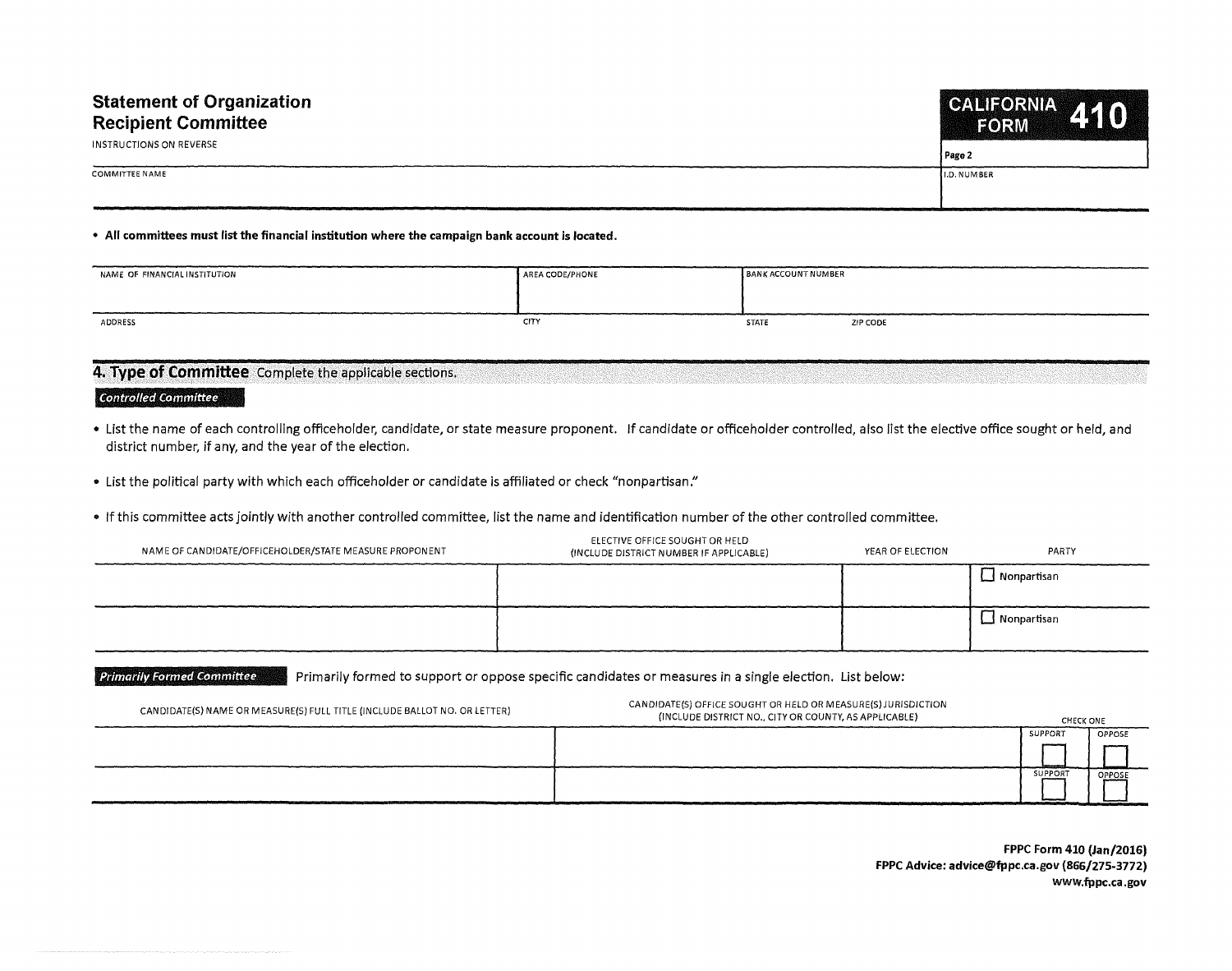# Statement of Organization Recipient Committee

INSTRUCTIONS ON REVERSE

**CALIFORNIA FORM 410**

Page 2

| COMMITTEE NAME | I.D. NUMBER |
|---|---|
| | |

- **All committees must list the financial institution where the campaign bank account is located.**

| NAME OF FINANCIAL INSTITUTION | AREA CODE/PHONE | BANK ACCOUNT NUMBER | |
|---|---|---|---|
| | | | |
| ADDRESS | CITY | STATE | ZIP CODE |
| | | | |

## 4. Type of Committee Complete the applicable sections.

### *Controlled Committee*

- List the name of each controlling officeholder, candidate, or state measure proponent. If candidate or officeholder controlled, also list the elective office sought or held, and district number, if any, and the year of the election.
- List the political party with which each officeholder or candidate is affiliated or check "nonpartisan."
- If this committee acts jointly with another controlled committee, list the name and identification number of the other controlled committee.

| NAME OF CANDIDATE/OFFICEHOLDER/STATE MEASURE PROPONENT | ELECTIVE OFFICE SOUGHT OR HELD (INCLUDE DISTRICT NUMBER IF APPLICABLE) | YEAR OF ELECTION | PARTY |
|---|---|---|---|
| | | | ☐ Nonpartisan |
| | | | ☐ Nonpartisan |

### *Primarily Formed Committee*

Primarily formed to support or oppose specific candidates or measures in a single election. List below:

| CANDIDATE(S) NAME OR MEASURE(S) FULL TITLE (INCLUDE BALLOT NO. OR LETTER) | CANDIDATE(S) OFFICE SOUGHT OR HELD OR MEASURE(S) JURISDICTION (INCLUDE DISTRICT NO., CITY OR COUNTY, AS APPLICABLE) | CHECK ONE | |
|---|---|---|---|
| | | SUPPORT ☐ | OPPOSE ☐ |
| | | SUPPORT ☐ | OPPOSE ☐ |

**FPPC Form 410 (Jan/2016)**
**FPPC Advice: advice@fppc.ca.gov (866/275-3772)**
**www.fppc.ca.gov**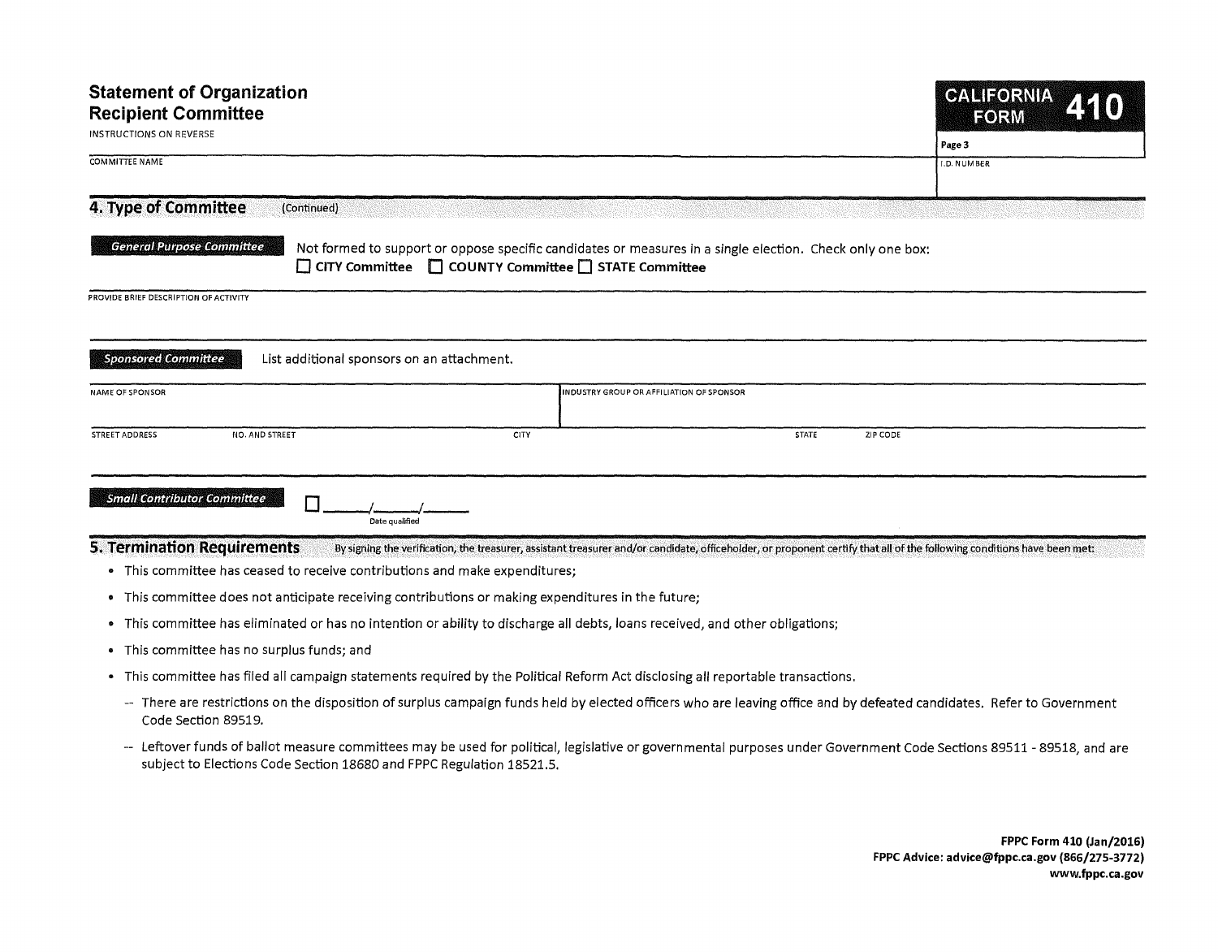# Statement of Organization Recipient Committee

INSTRUCTIONS ON REVERSE

**CALIFORNIA FORM 410**

Page 3

COMMITTEE NAME

I.D. NUMBER

## 4. Type of Committee (Continued)

***General Purpose Committee*** Not formed to support or oppose specific candidates or measures in a single election. Check only one box:

☐ **CITY Committee** ☐ **COUNTY Committee** ☐ **STATE Committee**

PROVIDE BRIEF DESCRIPTION OF ACTIVITY

***Sponsored Committee*** List additional sponsors on an attachment.

NAME OF SPONSOR

INDUSTRY GROUP OR AFFILIATION OF SPONSOR

STREET ADDRESS NO. AND STREET CITY STATE ZIP CODE

***Small Contributor Committee*** ☐ ____/____/____

Date qualified

## 5. Termination Requirements

By signing the verification, the treasurer, assistant treasurer and/or candidate, officeholder, or proponent certify that all of the following conditions have been met:

- This committee has ceased to receive contributions and make expenditures;
- This committee does not anticipate receiving contributions or making expenditures in the future;
- This committee has eliminated or has no intention or ability to discharge all debts, loans received, and other obligations;
- This committee has no surplus funds; and
- This committee has filed all campaign statements required by the Political Reform Act disclosing all reportable transactions.
  - -- There are restrictions on the disposition of surplus campaign funds held by elected officers who are leaving office and by defeated candidates. Refer to Government Code Section 89519.
  - -- Leftover funds of ballot measure committees may be used for political, legislative or governmental purposes under Government Code Sections 89511 - 89518, and are subject to Elections Code Section 18680 and FPPC Regulation 18521.5.

**FPPC Form 410 (Jan/2016)**
**FPPC Advice: advice@fppc.ca.gov (866/275-3772)**
**www.fppc.ca.gov**